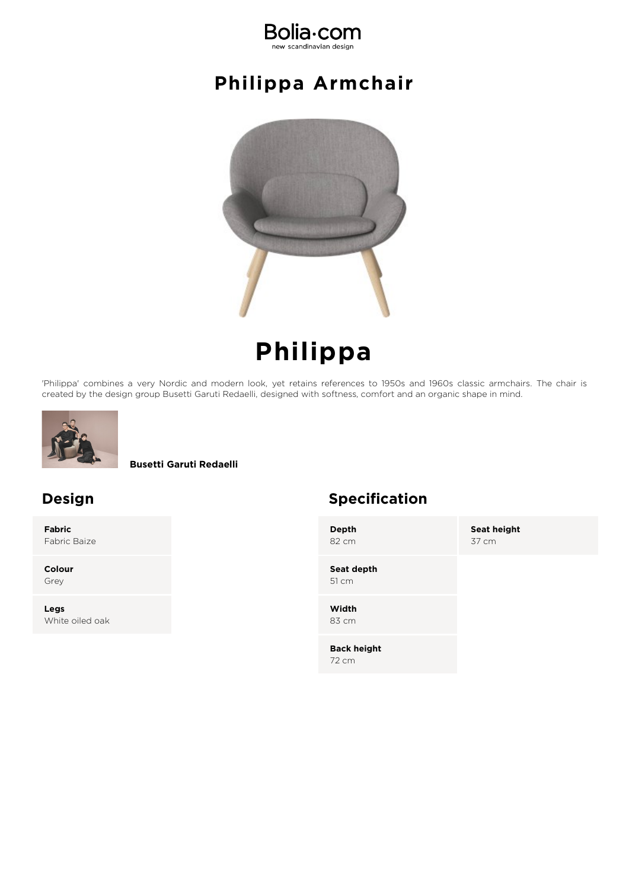Bolia·com
new scandinavian design

# Philippa Armchair

# Philippa

'Philippa' combines a very Nordic and modern look, yet retains references to 1950s and 1960s classic armchairs. The chair is created by the design group Busetti Garuti Redaelli, designed with softness, comfort and an organic shape in mind.

**Busetti Garuti Redaelli**

## Design

| | |
|---|---|
| **Fabric** | Fabric Baize |
| **Colour** | Grey |
| **Legs** | White oiled oak |

## Specification

| | |
|---|---|
| **Depth** | 82 cm |
| **Seat depth** | 51 cm |
| **Width** | 83 cm |
| **Back height** | 72 cm |
| **Seat height** | 37 cm |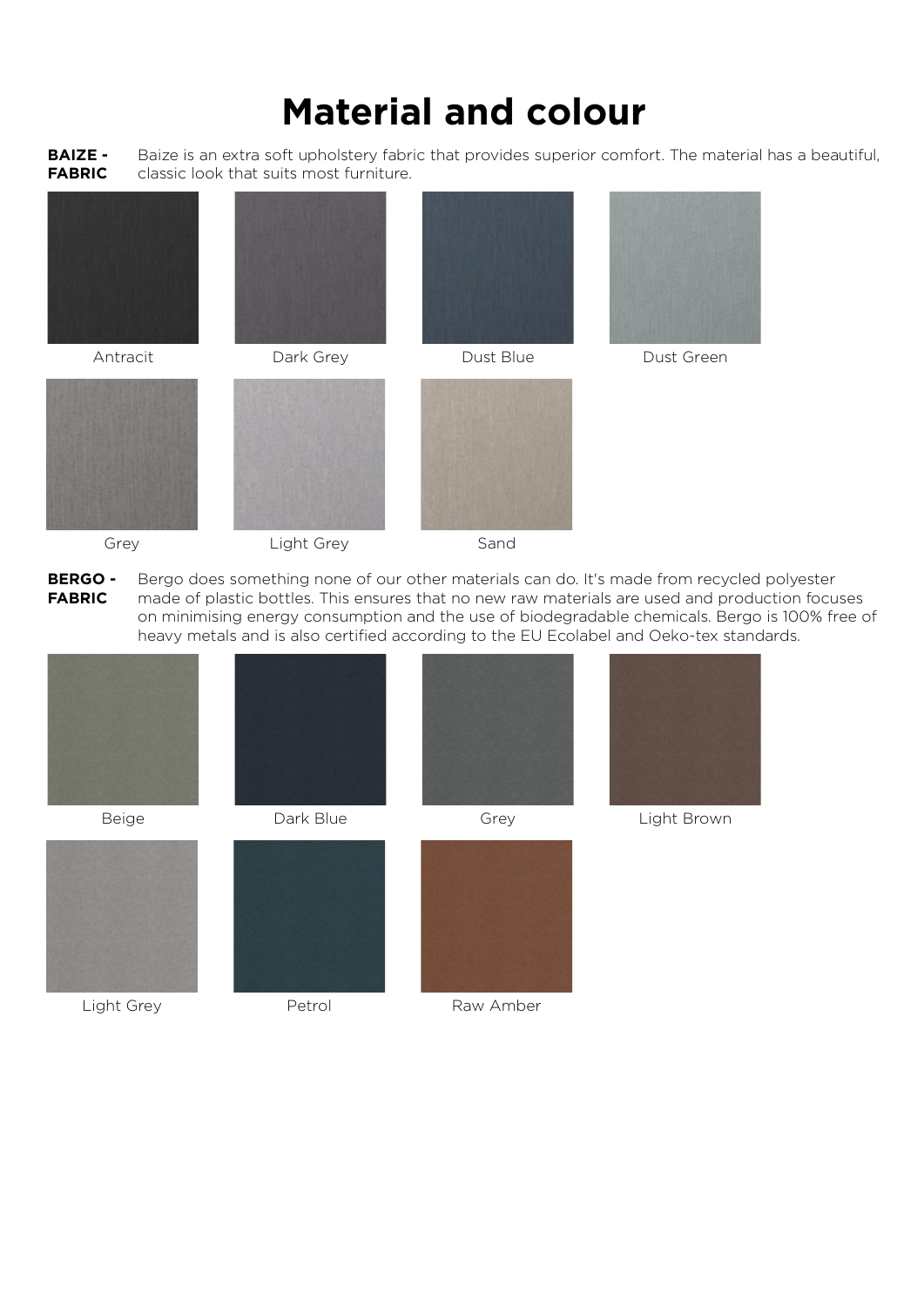# Material and colour

**BAIZE - FABRIC** Baize is an extra soft upholstery fabric that provides superior comfort. The material has a beautiful, classic look that suits most furniture.

Antracit

Dark Grey

Dust Blue

Dust Green

Grey

Light Grey

Sand

**BERGO - FABRIC** Bergo does something none of our other materials can do. It's made from recycled polyester made of plastic bottles. This ensures that no new raw materials are used and production focuses on minimising energy consumption and the use of biodegradable chemicals. Bergo is 100% free of heavy metals and is also certified according to the EU Ecolabel and Oeko-tex standards.

Beige

Dark Blue

Grey

Light Brown

Light Grey

Petrol

Raw Amber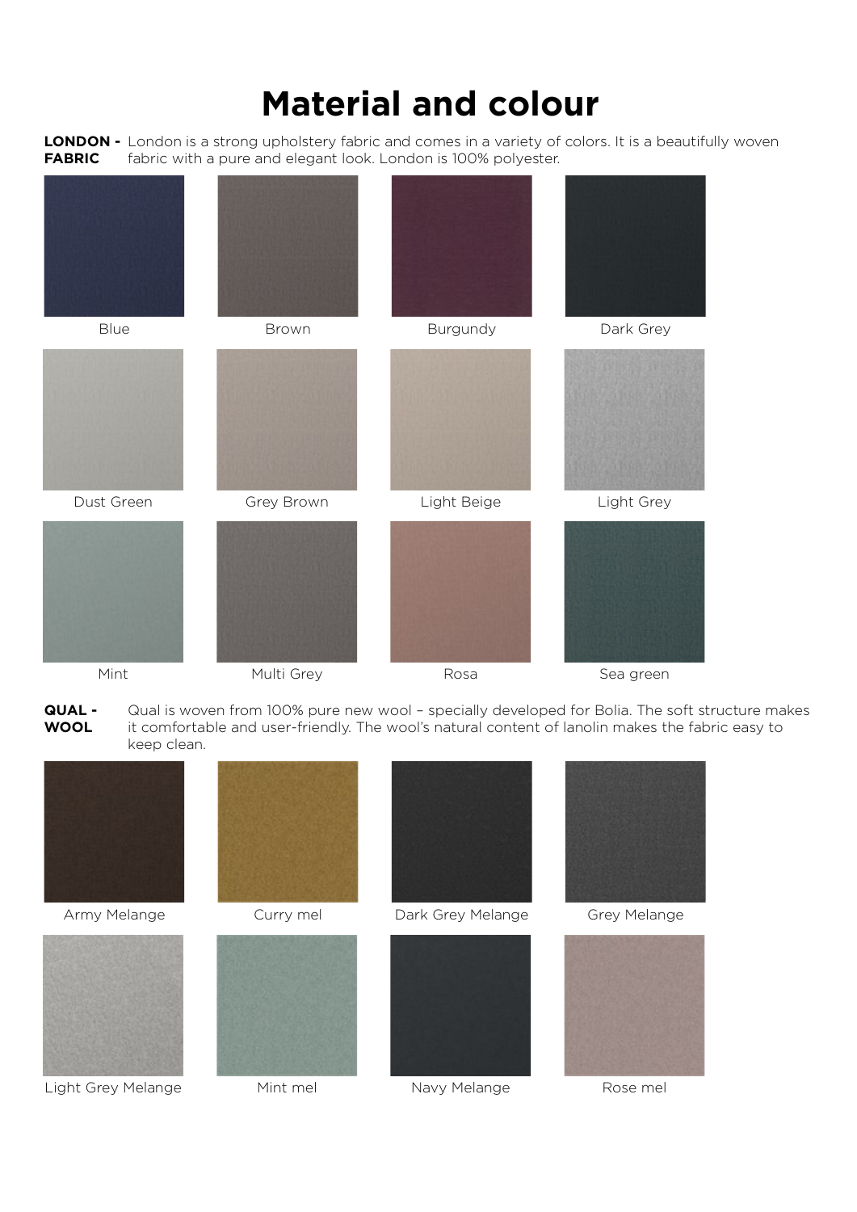# Material and colour

**LONDON - FABRIC** London is a strong upholstery fabric and comes in a variety of colors. It is a beautifully woven fabric with a pure and elegant look. London is 100% polyester.

Blue

Brown

Burgundy

Dark Grey

Dust Green

Grey Brown

Light Beige

Light Grey

Mint

Multi Grey

Rosa

Sea green

**QUAL - WOOL** Qual is woven from 100% pure new wool – specially developed for Bolia. The soft structure makes it comfortable and user-friendly. The wool's natural content of lanolin makes the fabric easy to keep clean.

Army Melange

Curry mel

Dark Grey Melange

Grey Melange

Light Grey Melange

Mint mel

Navy Melange

Rose mel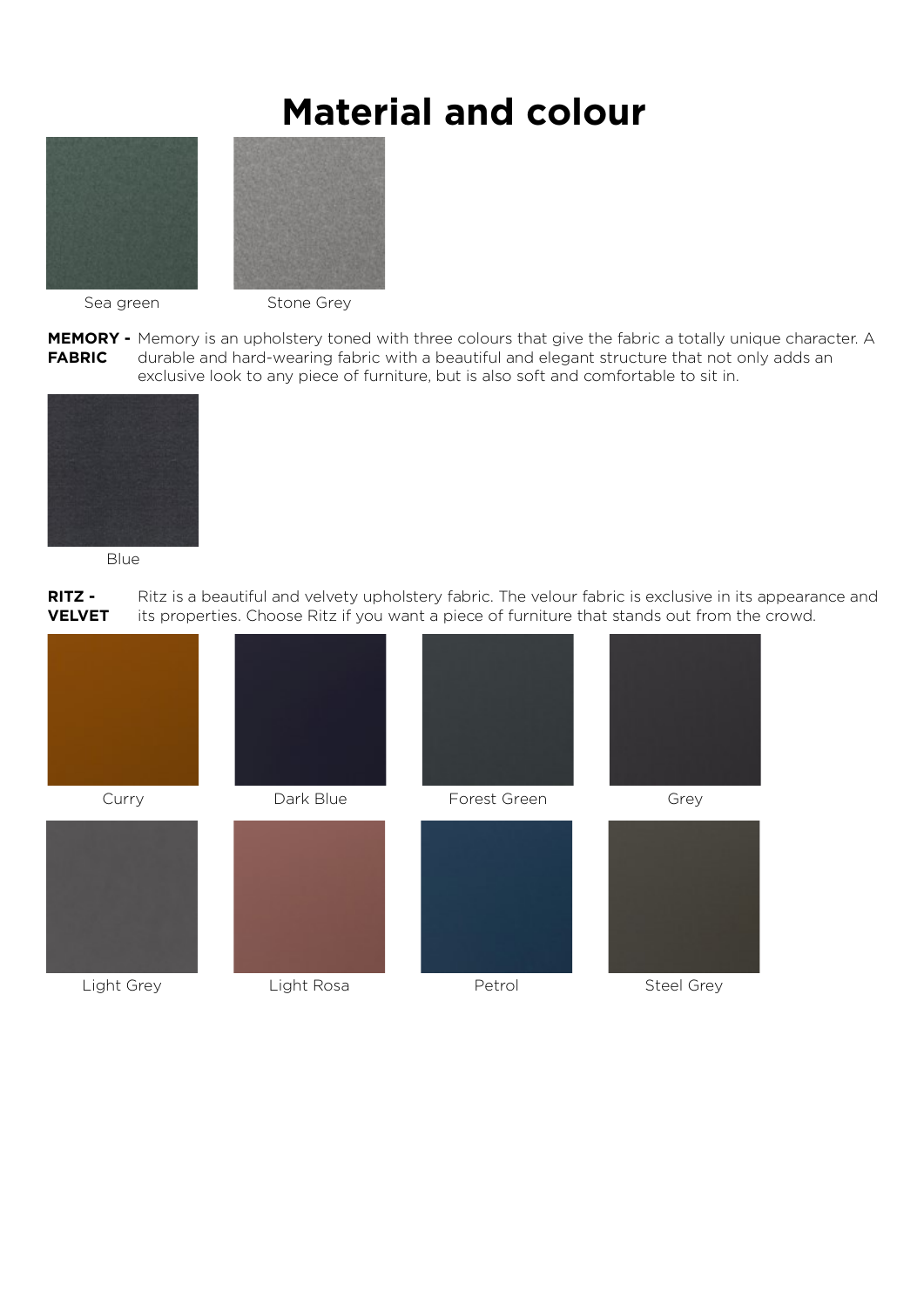# Material and colour

Sea green

Stone Grey

**MEMORY - FABRIC** Memory is an upholstery toned with three colours that give the fabric a totally unique character. A durable and hard-wearing fabric with a beautiful and elegant structure that not only adds an exclusive look to any piece of furniture, but is also soft and comfortable to sit in.

Blue

**RITZ - VELVET** Ritz is a beautiful and velvety upholstery fabric. The velour fabric is exclusive in its appearance and its properties. Choose Ritz if you want a piece of furniture that stands out from the crowd.

Curry

Dark Blue

Forest Green

Grey

Light Grey

Light Rosa

Petrol

Steel Grey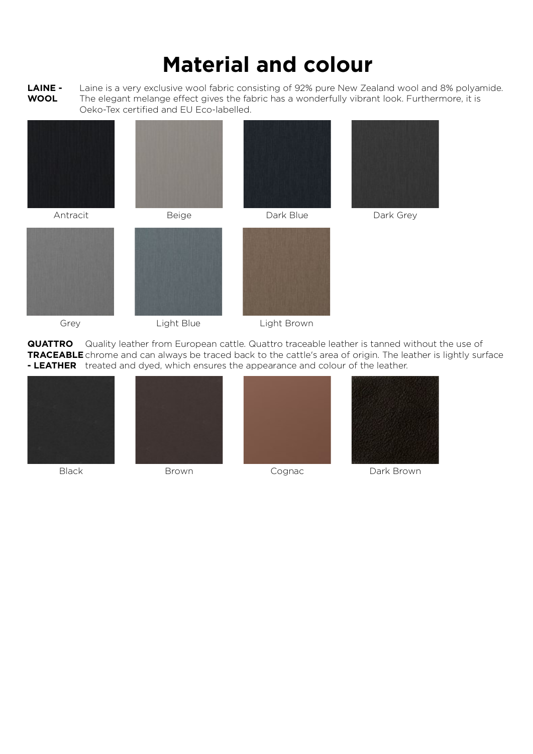# Material and colour

**LAINE - WOOL** Laine is a very exclusive wool fabric consisting of 92% pure New Zealand wool and 8% polyamide. The elegant melange effect gives the fabric has a wonderfully vibrant look. Furthermore, it is Oeko-Tex certified and EU Eco-labelled.

Antracit

Beige

Dark Blue

Dark Grey

Grey

Light Blue

Light Brown

**QUATTRO TRACEABLE - LEATHER** Quality leather from European cattle. Quattro traceable leather is tanned without the use of chrome and can always be traced back to the cattle's area of origin. The leather is lightly surface treated and dyed, which ensures the appearance and colour of the leather.

Black

Brown

Cognac

Dark Brown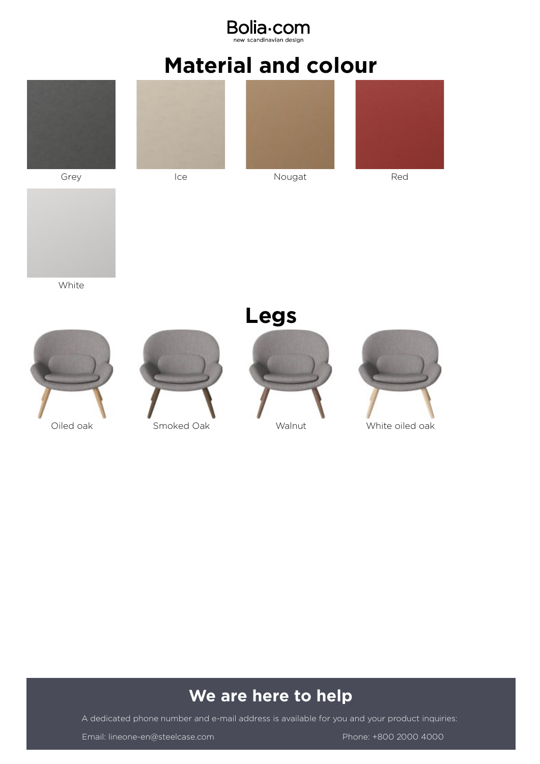Bolia·com
new scandinavian design

# Material and colour

Grey

Ice

Nougat

Red

White

# Legs

Oiled oak

Smoked Oak

Walnut

White oiled oak

## We are here to help

A dedicated phone number and e-mail address is available for you and your product inquiries:

Email: lineone-en@steelcase.com

Phone: +800 2000 4000